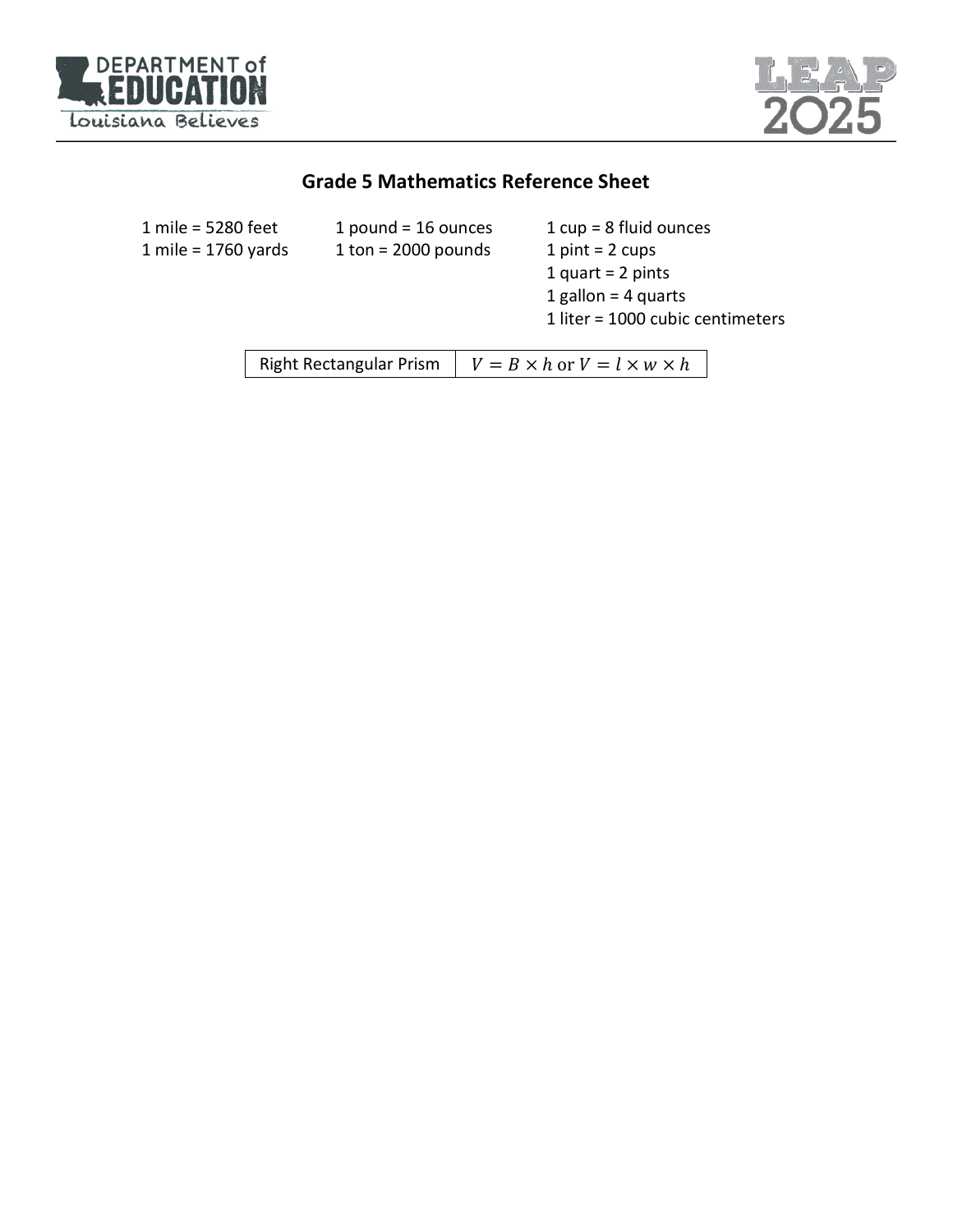# Grade 5 Mathematics Reference Sheet

1 mile = 5280 feet
1 mile = 1760 yards

1 pound = 16 ounces
1 ton = 2000 pounds

1 cup = 8 fluid ounces
1 pint = 2 cups
1 quart = 2 pints
1 gallon = 4 quarts
1 liter = 1000 cubic centimeters

| Right Rectangular Prism | $V = B \times h$ or $V = l \times w \times h$ |
|---|---|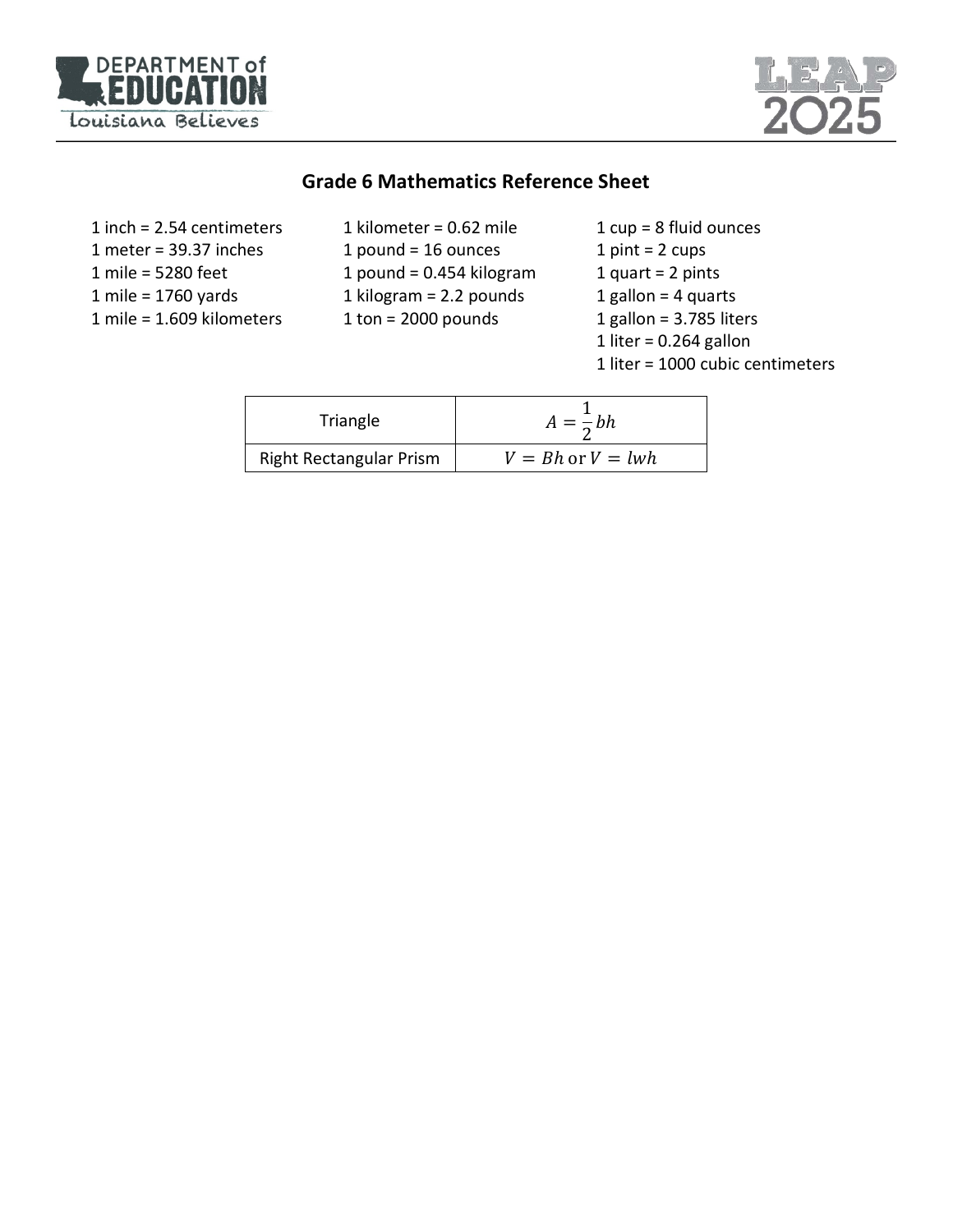# Grade 6 Mathematics Reference Sheet

1 inch = 2.54 centimeters
1 meter = 39.37 inches
1 mile = 5280 feet
1 mile = 1760 yards
1 mile = 1.609 kilometers

1 kilometer = 0.62 mile
1 pound = 16 ounces
1 pound = 0.454 kilogram
1 kilogram = 2.2 pounds
1 ton = 2000 pounds

1 cup = 8 fluid ounces
1 pint = 2 cups
1 quart = 2 pints
1 gallon = 4 quarts
1 gallon = 3.785 liters
1 liter = 0.264 gallon
1 liter = 1000 cubic centimeters

| Shape | Formula |
|---|---|
| Triangle | $A = \frac{1}{2}bh$ |
| Right Rectangular Prism | $V = Bh$ or $V = lwh$ |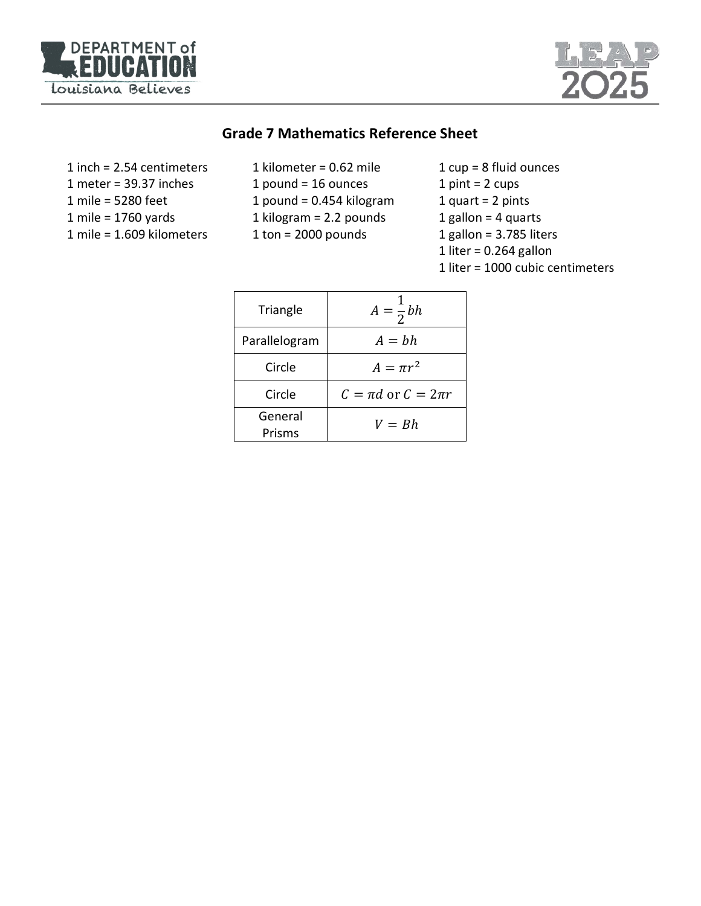## Grade 7 Mathematics Reference Sheet

1 inch = 2.54 centimeters
1 meter = 39.37 inches
1 mile = 5280 feet
1 mile = 1760 yards
1 mile = 1.609 kilometers

1 kilometer = 0.62 mile
1 pound = 16 ounces
1 pound = 0.454 kilogram
1 kilogram = 2.2 pounds
1 ton = 2000 pounds

1 cup = 8 fluid ounces
1 pint = 2 cups
1 quart = 2 pints
1 gallon = 4 quarts
1 gallon = 3.785 liters
1 liter = 0.264 gallon
1 liter = 1000 cubic centimeters

| | |
|---|---|
| Triangle | $A = \frac{1}{2}bh$ |
| Parallelogram | $A = bh$ |
| Circle | $A = \pi r^2$ |
| Circle | $C = \pi d$ or $C = 2\pi r$ |
| General Prisms | $V = Bh$ |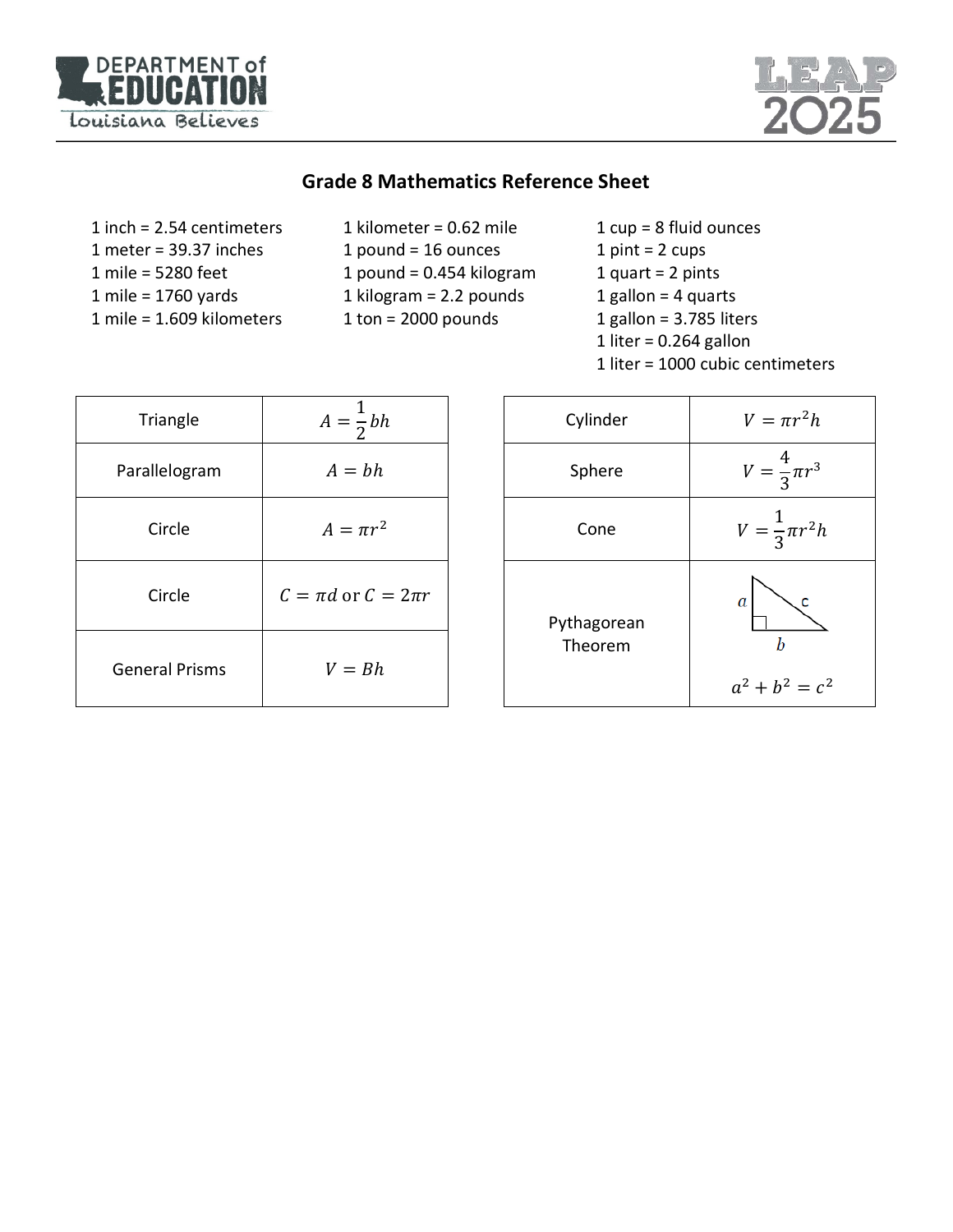## Grade 8 Mathematics Reference Sheet

1 inch = 2.54 centimeters
1 meter = 39.37 inches
1 mile = 5280 feet
1 mile = 1760 yards
1 mile = 1.609 kilometers

1 kilometer = 0.62 mile
1 pound = 16 ounces
1 pound = 0.454 kilogram
1 kilogram = 2.2 pounds
1 ton = 2000 pounds

1 cup = 8 fluid ounces
1 pint = 2 cups
1 quart = 2 pints
1 gallon = 4 quarts
1 gallon = 3.785 liters
1 liter = 0.264 gallon
1 liter = 1000 cubic centimeters

| | |
|---|---|
| Triangle | $A = \frac{1}{2}bh$ |
| Parallelogram | $A = bh$ |
| Circle | $A = \pi r^2$ |
| Circle | $C = \pi d$ or $C = 2\pi r$ |
| General Prisms | $V = Bh$ |

| | |
|---|---|
| Cylinder | $V = \pi r^2 h$ |
| Sphere | $V = \frac{4}{3}\pi r^3$ |
| Cone | $V = \frac{1}{3}\pi r^2 h$ |
| Pythagorean Theorem | $a^2 + b^2 = c^2$ |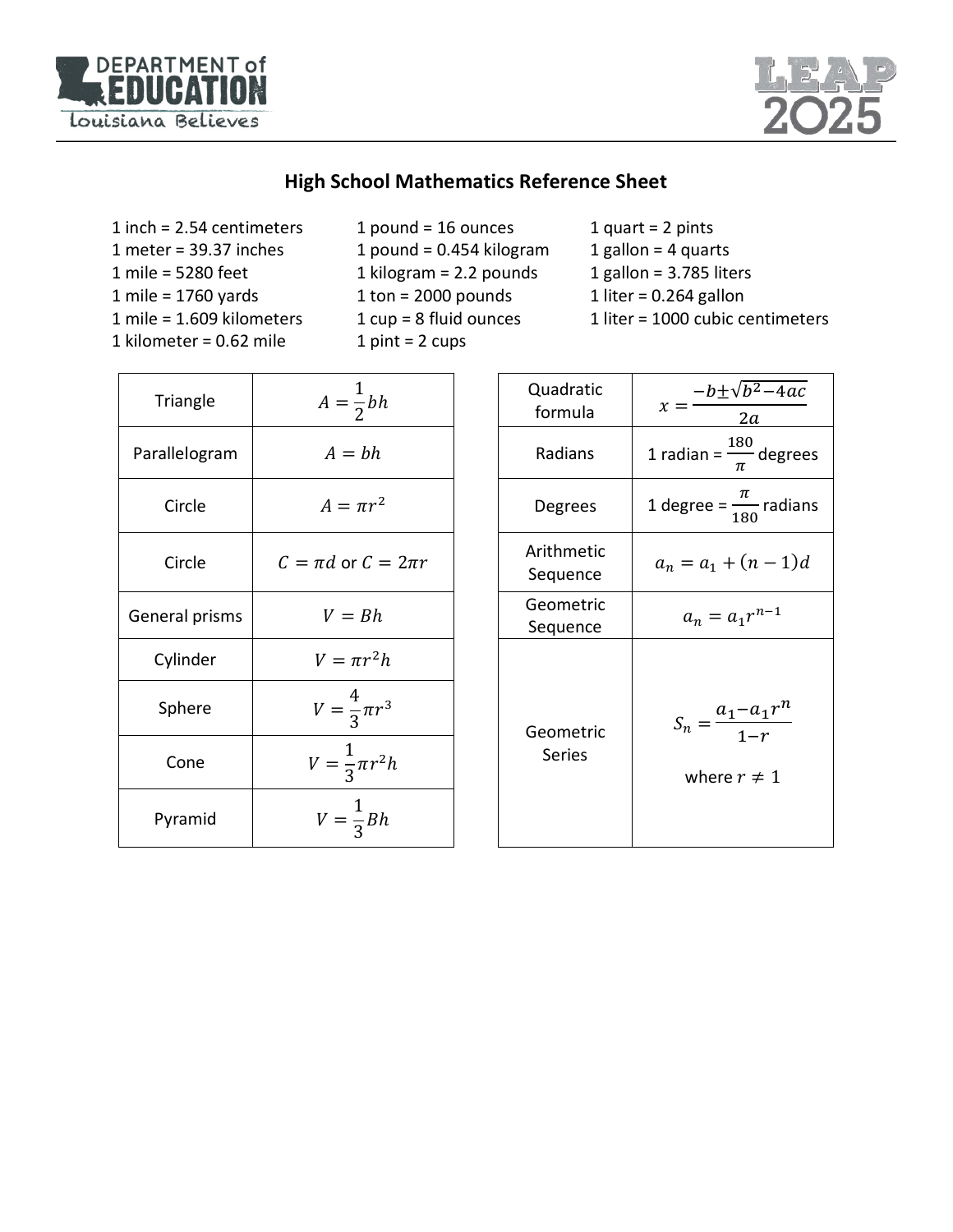# High School Mathematics Reference Sheet

1 inch = 2.54 centimeters
1 meter = 39.37 inches
1 mile = 5280 feet
1 mile = 1760 yards
1 mile = 1.609 kilometers
1 kilometer = 0.62 mile

1 pound = 16 ounces
1 pound = 0.454 kilogram
1 kilogram = 2.2 pounds
1 ton = 2000 pounds
1 cup = 8 fluid ounces
1 pint = 2 cups

1 quart = 2 pints
1 gallon = 4 quarts
1 gallon = 3.785 liters
1 liter = 0.264 gallon
1 liter = 1000 cubic centimeters

| | |
|---|---|
| Triangle | $A = \frac{1}{2}bh$ |
| Parallelogram | $A = bh$ |
| Circle | $A = \pi r^2$ |
| Circle | $C = \pi d$ or $C = 2\pi r$ |
| General prisms | $V = Bh$ |
| Cylinder | $V = \pi r^2 h$ |
| Sphere | $V = \frac{4}{3}\pi r^3$ |
| Cone | $V = \frac{1}{3}\pi r^2 h$ |
| Pyramid | $V = \frac{1}{3}Bh$ |

| | |
|---|---|
| Quadratic formula | $x = \frac{-b \pm \sqrt{b^2 - 4ac}}{2a}$ |
| Radians | 1 radian = $\frac{180}{\pi}$ degrees |
| Degrees | 1 degree = $\frac{\pi}{180}$ radians |
| Arithmetic Sequence | $a_n = a_1 + (n-1)d$ |
| Geometric Sequence | $a_n = a_1 r^{n-1}$ |
| Geometric Series | $S_n = \frac{a_1 - a_1 r^n}{1 - r}$ where $r \neq 1$ |